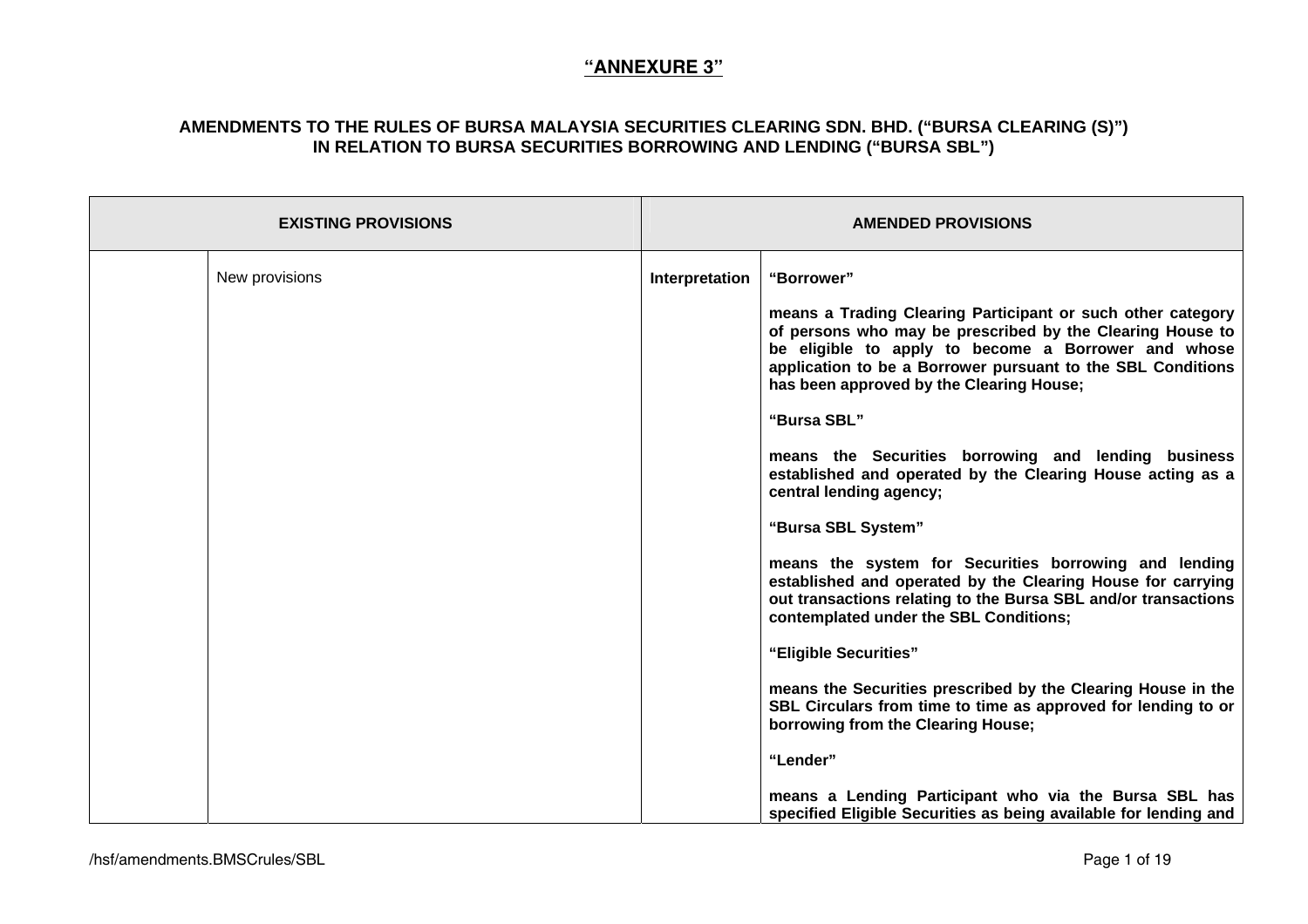# "ANNEXURE 3"

## AMENDMENTS TO THE RULES OF BURSA MALAYSIA SECURITIES CLEARING SDN. BHD. ("BURSA CLEARING (S)") IN RELATION TO BURSA SECURITIES BORROWING AND LENDING ("BURSA SBL")

| EXISTING PROVISIONS | | AMENDED PROVISIONS | |
|---|---|---|---|
| | New provisions | **Interpretation** | **"Borrower"**<br><br>**means a Trading Clearing Participant or such other category of persons who may be prescribed by the Clearing House to be eligible to apply to become a Borrower and whose application to be a Borrower pursuant to the SBL Conditions has been approved by the Clearing House;**<br><br>**"Bursa SBL"**<br><br>**means the Securities borrowing and lending business established and operated by the Clearing House acting as a central lending agency;**<br><br>**"Bursa SBL System"**<br><br>**means the system for Securities borrowing and lending established and operated by the Clearing House for carrying out transactions relating to the Bursa SBL and/or transactions contemplated under the SBL Conditions;**<br><br>**"Eligible Securities"**<br><br>**means the Securities prescribed by the Clearing House in the SBL Circulars from time to time as approved for lending to or borrowing from the Clearing House;**<br><br>**"Lender"**<br><br>**means a Lending Participant who via the Bursa SBL has specified Eligible Securities as being available for lending and** |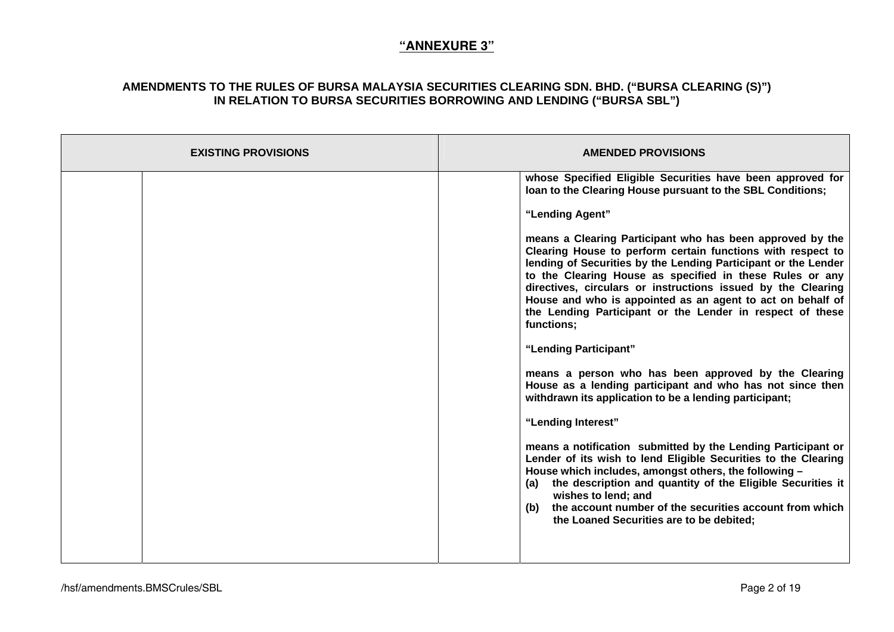## "ANNEXURE 3"

### AMENDMENTS TO THE RULES OF BURSA MALAYSIA SECURITIES CLEARING SDN. BHD. ("BURSA CLEARING (S)") IN RELATION TO BURSA SECURITIES BORROWING AND LENDING ("BURSA SBL")

| EXISTING PROVISIONS | | AMENDED PROVISIONS | |
|---|---|---|---|
| | | | **whose Specified Eligible Securities have been approved for loan to the Clearing House pursuant to the SBL Conditions;**<br><br>**"Lending Agent"**<br><br>**means a Clearing Participant who has been approved by the Clearing House to perform certain functions with respect to lending of Securities by the Lending Participant or the Lender to the Clearing House as specified in these Rules or any directives, circulars or instructions issued by the Clearing House and who is appointed as an agent to act on behalf of the Lending Participant or the Lender in respect of these functions;**<br><br>**"Lending Participant"**<br><br>**means a person who has been approved by the Clearing House as a lending participant and who has not since then withdrawn its application to be a lending participant;**<br><br>**"Lending Interest"**<br><br>**means a notification submitted by the Lending Participant or Lender of its wish to lend Eligible Securities to the Clearing House which includes, amongst others, the following –**<br>**(a) the description and quantity of the Eligible Securities it wishes to lend; and**<br>**(b) the account number of the securities account from which the Loaned Securities are to be debited;** |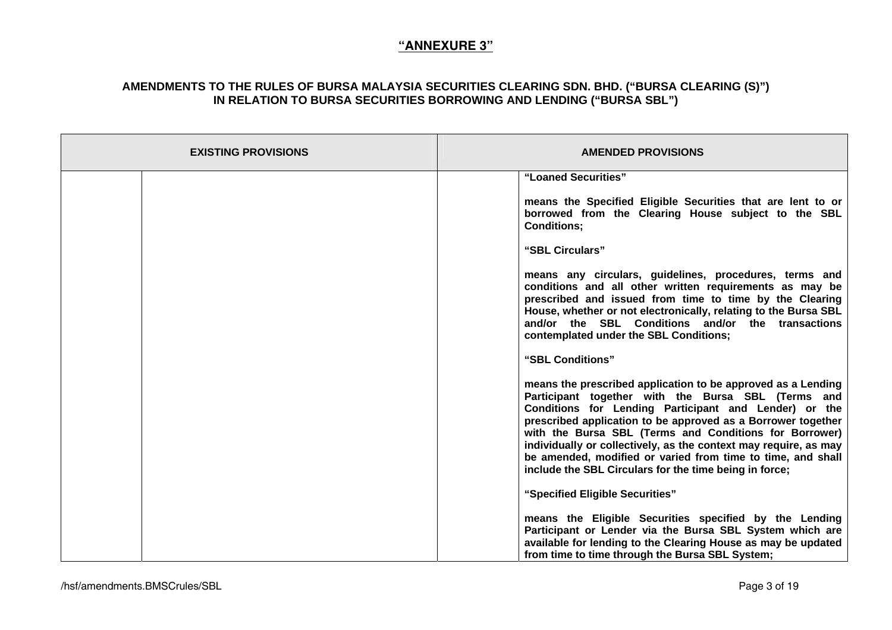**"ANNEXURE 3"**

**AMENDMENTS TO THE RULES OF BURSA MALAYSIA SECURITIES CLEARING SDN. BHD. ("BURSA CLEARING (S)") IN RELATION TO BURSA SECURITIES BORROWING AND LENDING ("BURSA SBL")**

| EXISTING PROVISIONS | | AMENDED PROVISIONS | |
|---|---|---|---|
| | | | **"Loaned Securities"**<br><br>**means the Specified Eligible Securities that are lent to or borrowed from the Clearing House subject to the SBL Conditions;**<br><br>**"SBL Circulars"**<br><br>**means any circulars, guidelines, procedures, terms and conditions and all other written requirements as may be prescribed and issued from time to time by the Clearing House, whether or not electronically, relating to the Bursa SBL and/or the SBL Conditions and/or the transactions contemplated under the SBL Conditions;**<br><br>**"SBL Conditions"**<br><br>**means the prescribed application to be approved as a Lending Participant together with the Bursa SBL (Terms and Conditions for Lending Participant and Lender) or the prescribed application to be approved as a Borrower together with the Bursa SBL (Terms and Conditions for Borrower) individually or collectively, as the context may require, as may be amended, modified or varied from time to time, and shall include the SBL Circulars for the time being in force;**<br><br>**"Specified Eligible Securities"**<br><br>**means the Eligible Securities specified by the Lending Participant or Lender via the Bursa SBL System which are available for lending to the Clearing House as may be updated from time to time through the Bursa SBL System;** |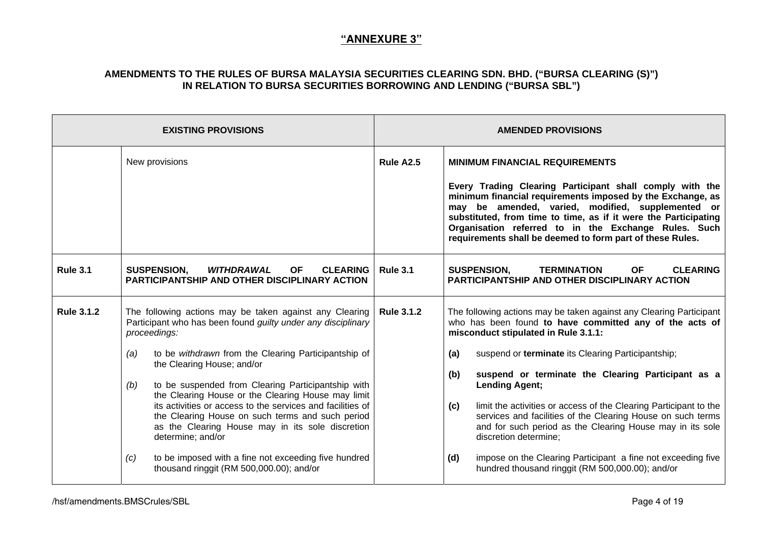**"ANNEXURE 3"**

**AMENDMENTS TO THE RULES OF BURSA MALAYSIA SECURITIES CLEARING SDN. BHD. ("BURSA CLEARING (S)") IN RELATION TO BURSA SECURITIES BORROWING AND LENDING ("BURSA SBL")**

| EXISTING PROVISIONS | | AMENDED PROVISIONS | |
|---|---|---|---|
| | New provisions | **Rule A2.5** | **MINIMUM FINANCIAL REQUIREMENTS**<br><br>**Every Trading Clearing Participant shall comply with the minimum financial requirements imposed by the Exchange, as may be amended, varied, modified, supplemented or substituted, from time to time, as if it were the Participating Organisation referred to in the Exchange Rules. Such requirements shall be deemed to form part of these Rules.** |
| **Rule 3.1** | **SUSPENSION, *WITHDRAWAL* OF CLEARING PARTICIPANTSHIP AND OTHER DISCIPLINARY ACTION** | **Rule 3.1** | **SUSPENSION, TERMINATION OF CLEARING PARTICIPANTSHIP AND OTHER DISCIPLINARY ACTION** |
| **Rule 3.1.2** | The following actions may be taken against any Clearing Participant who has been found *guilty under any disciplinary proceedings:*<br><br>*(a)* to be *withdrawn* from the Clearing Participantship of the Clearing House; and/or<br><br>*(b)* to be suspended from Clearing Participantship with the Clearing House or the Clearing House may limit its activities or access to the services and facilities of the Clearing House on such terms and such period as the Clearing House may in its sole discretion determine; and/or<br><br>*(c)* to be imposed with a fine not exceeding five hundred thousand ringgit (RM 500,000.00); and/or | **Rule 3.1.2** | The following actions may be taken against any Clearing Participant who has been found **to have committed any of the acts of misconduct stipulated in Rule 3.1.1:**<br><br>**(a)** suspend or **terminate** its Clearing Participantship;<br><br>**(b)** **suspend or terminate the Clearing Participant as a Lending Agent;**<br><br>**(c)** limit the activities or access of the Clearing Participant to the services and facilities of the Clearing House on such terms and for such period as the Clearing House may in its sole discretion determine;<br><br>**(d)** impose on the Clearing Participant a fine not exceeding five hundred thousand ringgit (RM 500,000.00); and/or |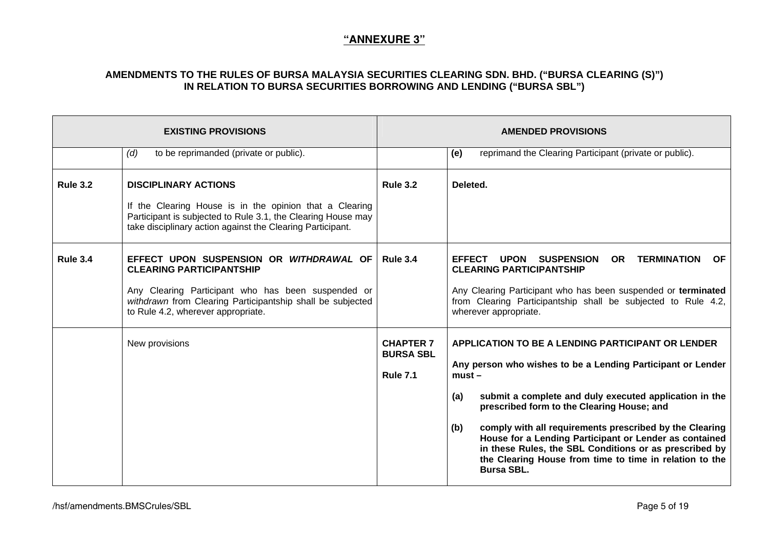**"ANNEXURE 3"**

**AMENDMENTS TO THE RULES OF BURSA MALAYSIA SECURITIES CLEARING SDN. BHD. ("BURSA CLEARING (S)") IN RELATION TO BURSA SECURITIES BORROWING AND LENDING ("BURSA SBL")**

| EXISTING PROVISIONS | | AMENDED PROVISIONS | |
|---|---|---|---|
| | *(d)* to be reprimanded (private or public). | | **(e)** reprimand the Clearing Participant (private or public). |
| **Rule 3.2** | **DISCIPLINARY ACTIONS**<br><br>If the Clearing House is in the opinion that a Clearing Participant is subjected to Rule 3.1, the Clearing House may take disciplinary action against the Clearing Participant. | **Rule 3.2** | **Deleted.** |
| **Rule 3.4** | **EFFECT UPON SUSPENSION OR *WITHDRAWAL* OF CLEARING PARTICIPANTSHIP**<br><br>Any Clearing Participant who has been suspended or *withdrawn* from Clearing Participantship shall be subjected to Rule 4.2, wherever appropriate. | **Rule 3.4** | **EFFECT UPON SUSPENSION OR TERMINATION OF CLEARING PARTICIPANTSHIP**<br><br>Any Clearing Participant who has been suspended or **terminated** from Clearing Participantship shall be subjected to Rule 4.2, wherever appropriate. |
| | New provisions | **CHAPTER 7 BURSA SBL**<br><br>**Rule 7.1** | **APPLICATION TO BE A LENDING PARTICIPANT OR LENDER**<br><br>**Any person who wishes to be a Lending Participant or Lender must –**<br><br>**(a) submit a complete and duly executed application in the prescribed form to the Clearing House; and**<br><br>**(b) comply with all requirements prescribed by the Clearing House for a Lending Participant or Lender as contained in these Rules, the SBL Conditions or as prescribed by the Clearing House from time to time in relation to the Bursa SBL.** |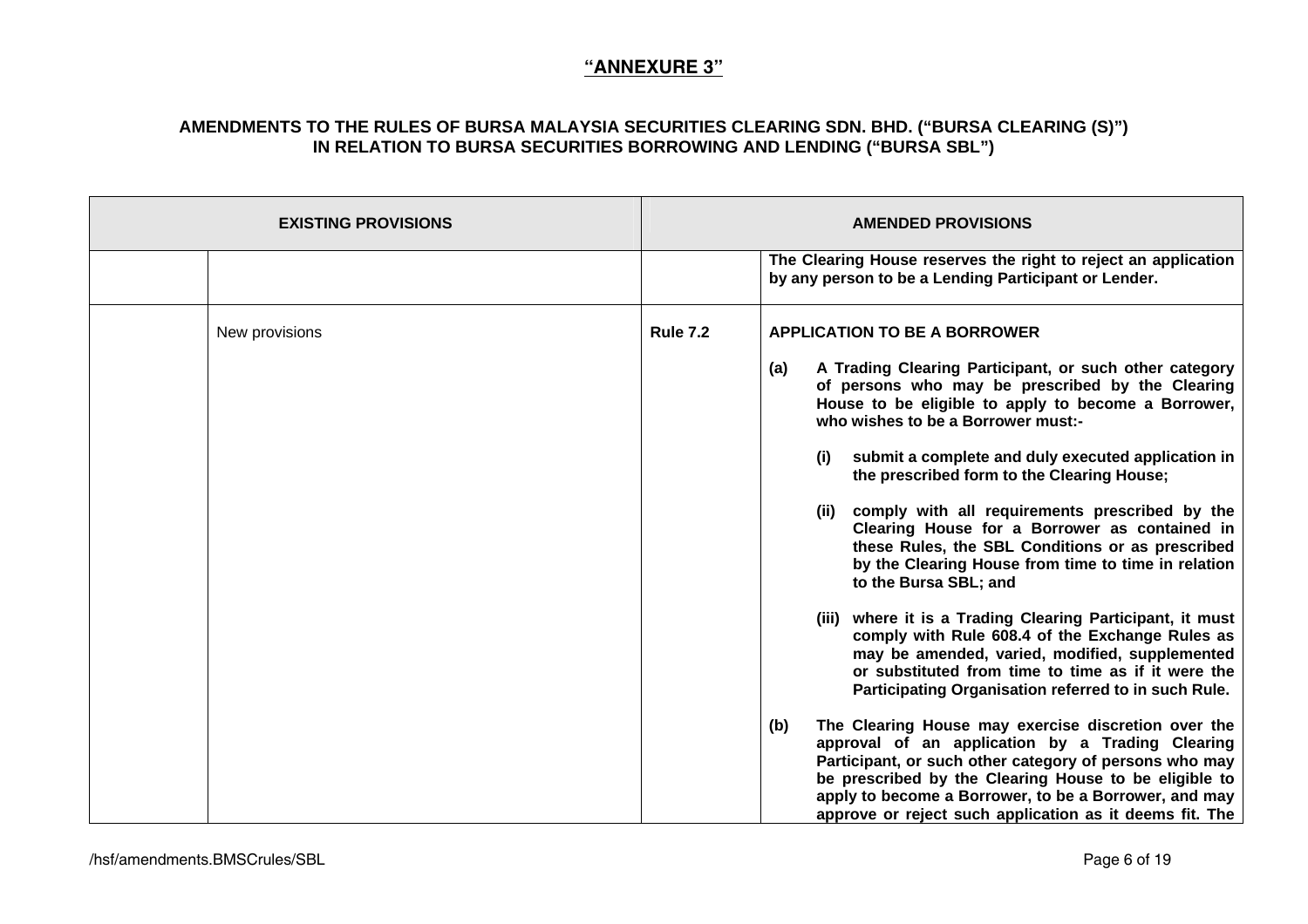**"ANNEXURE 3"**

**AMENDMENTS TO THE RULES OF BURSA MALAYSIA SECURITIES CLEARING SDN. BHD. ("BURSA CLEARING (S)") IN RELATION TO BURSA SECURITIES BORROWING AND LENDING ("BURSA SBL")**

| EXISTING PROVISIONS | | AMENDED PROVISIONS | |
|---|---|---|---|
| | | | **The Clearing House reserves the right to reject an application by any person to be a Lending Participant or Lender.** |
| | New provisions | **Rule 7.2** | **APPLICATION TO BE A BORROWER**<br><br>**(a) A Trading Clearing Participant, or such other category of persons who may be prescribed by the Clearing House to be eligible to apply to become a Borrower, who wishes to be a Borrower must:-**<br><br>**(i) submit a complete and duly executed application in the prescribed form to the Clearing House;**<br><br>**(ii) comply with all requirements prescribed by the Clearing House for a Borrower as contained in these Rules, the SBL Conditions or as prescribed by the Clearing House from time to time in relation to the Bursa SBL; and**<br><br>**(iii) where it is a Trading Clearing Participant, it must comply with Rule 608.4 of the Exchange Rules as may be amended, varied, modified, supplemented or substituted from time to time as if it were the Participating Organisation referred to in such Rule.**<br><br>**(b) The Clearing House may exercise discretion over the approval of an application by a Trading Clearing Participant, or such other category of persons who may be prescribed by the Clearing House to be eligible to apply to become a Borrower, to be a Borrower, and may approve or reject such application as it deems fit. The** |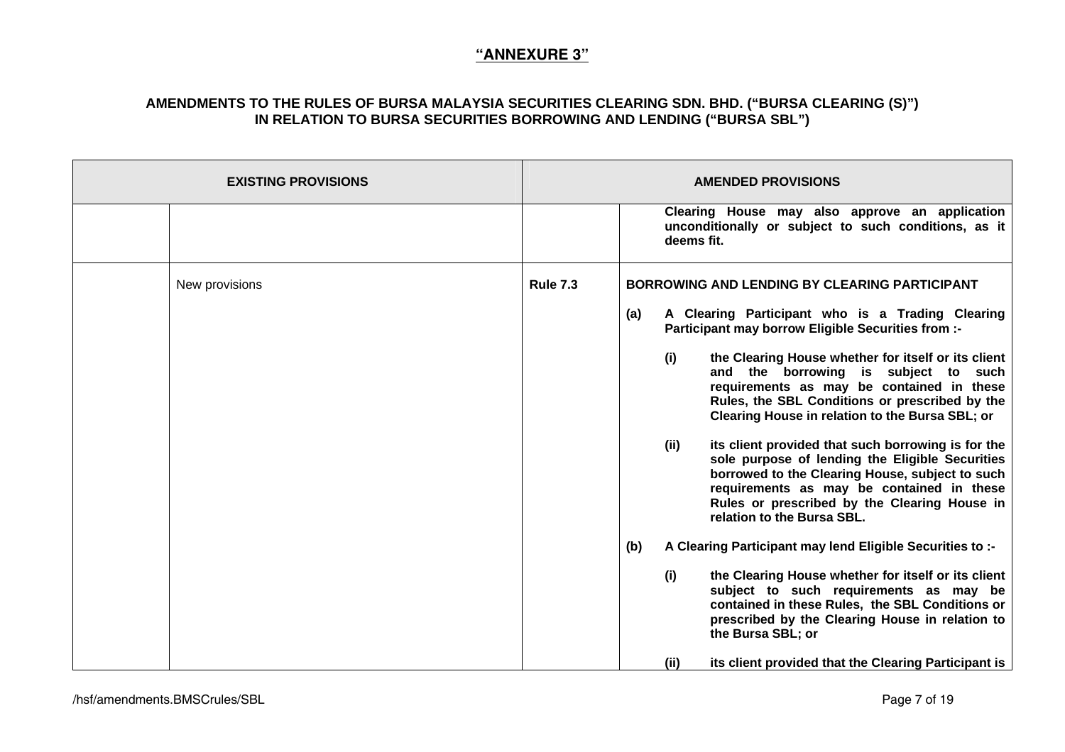**"ANNEXURE 3"**

**AMENDMENTS TO THE RULES OF BURSA MALAYSIA SECURITIES CLEARING SDN. BHD. ("BURSA CLEARING (S)") IN RELATION TO BURSA SECURITIES BORROWING AND LENDING ("BURSA SBL")**

| EXISTING PROVISIONS | | AMENDED PROVISIONS | |
|---|---|---|---|
| | | | **Clearing House may also approve an application unconditionally or subject to such conditions, as it deems fit.** |
| | New provisions | **Rule 7.3** | **BORROWING AND LENDING BY CLEARING PARTICIPANT**<br><br>**(a) A Clearing Participant who is a Trading Clearing Participant may borrow Eligible Securities from :-**<br><br>**(i) the Clearing House whether for itself or its client and the borrowing is subject to such requirements as may be contained in these Rules, the SBL Conditions or prescribed by the Clearing House in relation to the Bursa SBL; or**<br><br>**(ii) its client provided that such borrowing is for the sole purpose of lending the Eligible Securities borrowed to the Clearing House, subject to such requirements as may be contained in these Rules or prescribed by the Clearing House in relation to the Bursa SBL.**<br><br>**(b) A Clearing Participant may lend Eligible Securities to :-**<br><br>**(i) the Clearing House whether for itself or its client subject to such requirements as may be contained in these Rules, the SBL Conditions or prescribed by the Clearing House in relation to the Bursa SBL; or**<br><br>**(ii) its client provided that the Clearing Participant is** |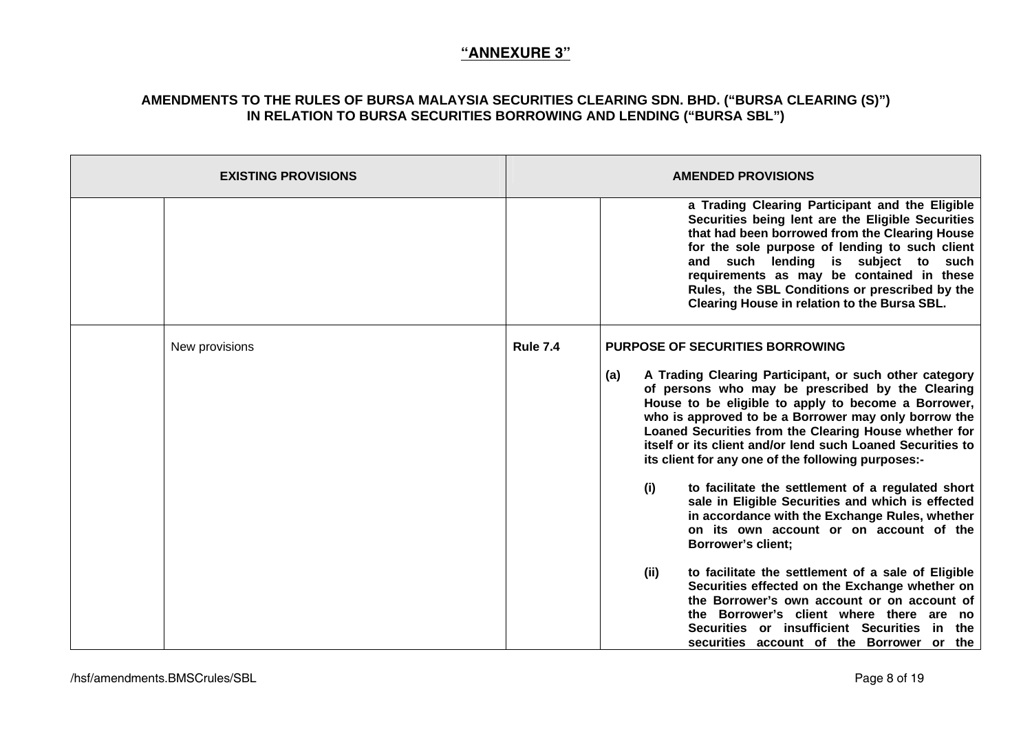**"ANNEXURE 3"**

**AMENDMENTS TO THE RULES OF BURSA MALAYSIA SECURITIES CLEARING SDN. BHD. ("BURSA CLEARING (S)") IN RELATION TO BURSA SECURITIES BORROWING AND LENDING ("BURSA SBL")**

| EXISTING PROVISIONS | | AMENDED PROVISIONS | |
|---|---|---|---|
| | | | **a Trading Clearing Participant and the Eligible Securities being lent are the Eligible Securities that had been borrowed from the Clearing House for the sole purpose of lending to such client and such lending is subject to such requirements as may be contained in these Rules, the SBL Conditions or prescribed by the Clearing House in relation to the Bursa SBL.** |
| | New provisions | **Rule 7.4** | **PURPOSE OF SECURITIES BORROWING**<br><br>**(a) A Trading Clearing Participant, or such other category of persons who may be prescribed by the Clearing House to be eligible to apply to become a Borrower, who is approved to be a Borrower may only borrow the Loaned Securities from the Clearing House whether for itself or its client and/or lend such Loaned Securities to its client for any one of the following purposes:-**<br><br>**(i) to facilitate the settlement of a regulated short sale in Eligible Securities and which is effected in accordance with the Exchange Rules, whether on its own account or on account of the Borrower's client;**<br><br>**(ii) to facilitate the settlement of a sale of Eligible Securities effected on the Exchange whether on the Borrower's own account or on account of the Borrower's client where there are no Securities or insufficient Securities in the securities account of the Borrower or the** |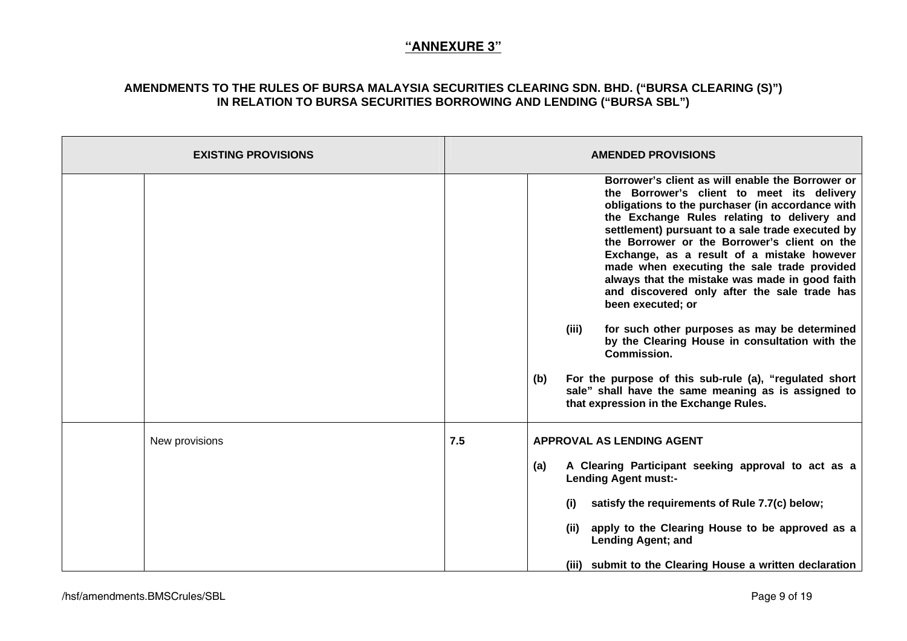**"ANNEXURE 3"**

**AMENDMENTS TO THE RULES OF BURSA MALAYSIA SECURITIES CLEARING SDN. BHD. ("BURSA CLEARING (S)") IN RELATION TO BURSA SECURITIES BORROWING AND LENDING ("BURSA SBL")**

| EXISTING PROVISIONS | | AMENDED PROVISIONS | |
|---|---|---|---|
| | | | **Borrower's client as will enable the Borrower or the Borrower's client to meet its delivery obligations to the purchaser (in accordance with the Exchange Rules relating to delivery and settlement) pursuant to a sale trade executed by the Borrower or the Borrower's client on the Exchange, as a result of a mistake however made when executing the sale trade provided always that the mistake was made in good faith and discovered only after the sale trade has been executed; or**<br><br>**(iii) for such other purposes as may be determined by the Clearing House in consultation with the Commission.**<br><br>**(b) For the purpose of this sub-rule (a), "regulated short sale" shall have the same meaning as is assigned to that expression in the Exchange Rules.** |
| | New provisions | **7.5** | **APPROVAL AS LENDING AGENT**<br><br>**(a) A Clearing Participant seeking approval to act as a Lending Agent must:-**<br><br>**(i) satisfy the requirements of Rule 7.7(c) below;**<br><br>**(ii) apply to the Clearing House to be approved as a Lending Agent; and**<br><br>**(iii) submit to the Clearing House a written declaration** |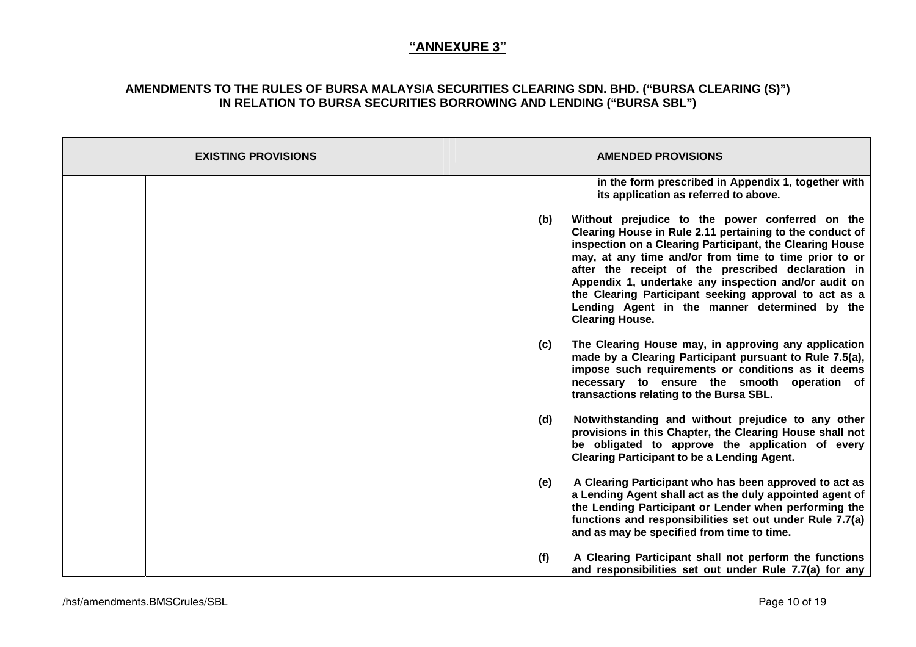# "ANNEXURE 3"

## AMENDMENTS TO THE RULES OF BURSA MALAYSIA SECURITIES CLEARING SDN. BHD. ("BURSA CLEARING (S)") IN RELATION TO BURSA SECURITIES BORROWING AND LENDING ("BURSA SBL")

| EXISTING PROVISIONS | | AMENDED PROVISIONS | |
|---|---|---|---|
| | | | **in the form prescribed in Appendix 1, together with its application as referred to above.**<br><br>**(b) Without prejudice to the power conferred on the Clearing House in Rule 2.11 pertaining to the conduct of inspection on a Clearing Participant, the Clearing House may, at any time and/or from time to time prior to or after the receipt of the prescribed declaration in Appendix 1, undertake any inspection and/or audit on the Clearing Participant seeking approval to act as a Lending Agent in the manner determined by the Clearing House.**<br><br>**(c) The Clearing House may, in approving any application made by a Clearing Participant pursuant to Rule 7.5(a), impose such requirements or conditions as it deems necessary to ensure the smooth operation of transactions relating to the Bursa SBL.**<br><br>**(d) Notwithstanding and without prejudice to any other provisions in this Chapter, the Clearing House shall not be obligated to approve the application of every Clearing Participant to be a Lending Agent.**<br><br>**(e) A Clearing Participant who has been approved to act as a Lending Agent shall act as the duly appointed agent of the Lending Participant or Lender when performing the functions and responsibilities set out under Rule 7.7(a) and as may be specified from time to time.**<br><br>**(f) A Clearing Participant shall not perform the functions and responsibilities set out under Rule 7.7(a) for any** |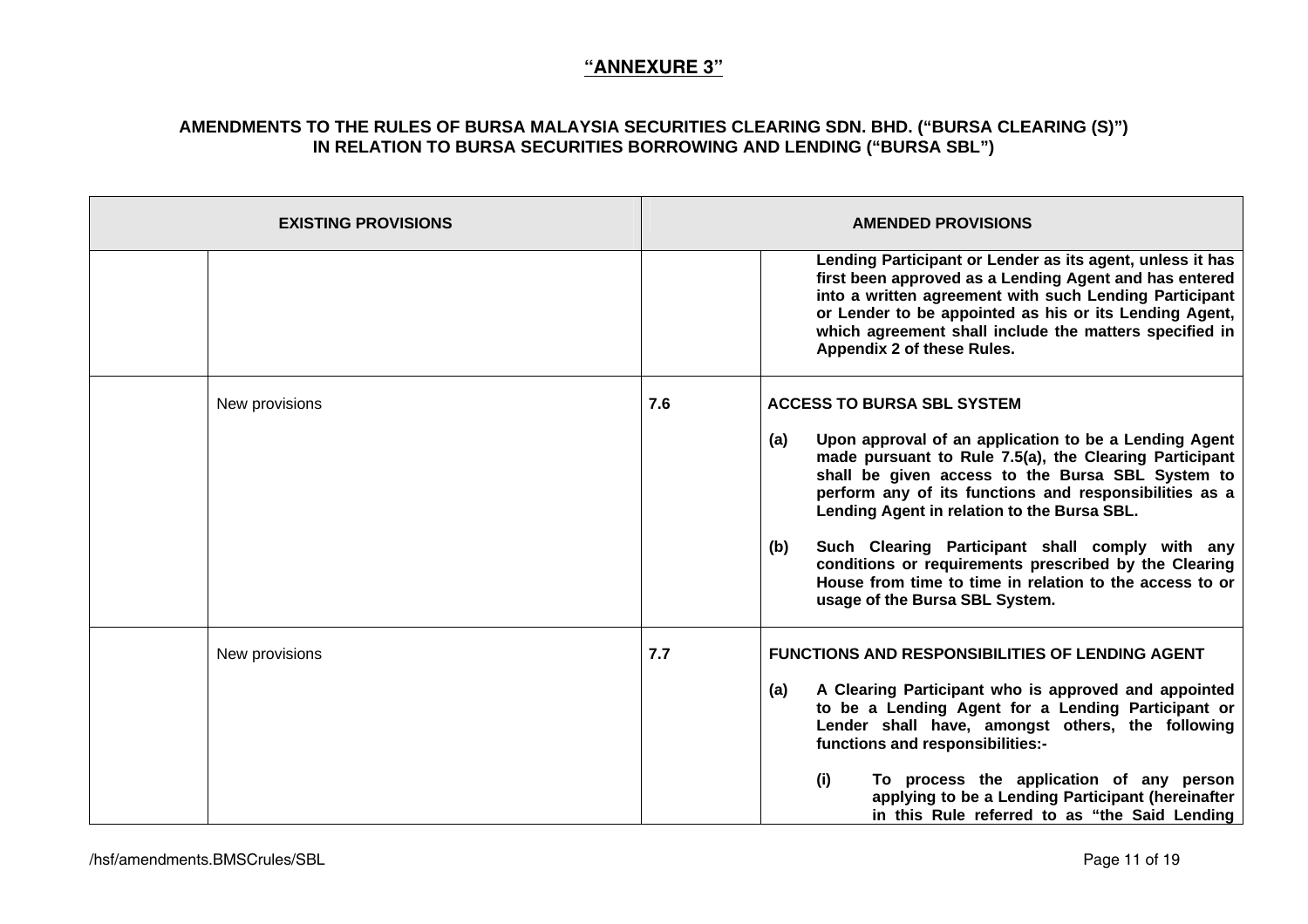**"ANNEXURE 3"**

**AMENDMENTS TO THE RULES OF BURSA MALAYSIA SECURITIES CLEARING SDN. BHD. ("BURSA CLEARING (S)") IN RELATION TO BURSA SECURITIES BORROWING AND LENDING ("BURSA SBL")**

| EXISTING PROVISIONS | | AMENDED PROVISIONS | |
|---|---|---|---|
| | | | **Lending Participant or Lender as its agent, unless it has first been approved as a Lending Agent and has entered into a written agreement with such Lending Participant or Lender to be appointed as his or its Lending Agent, which agreement shall include the matters specified in Appendix 2 of these Rules.** |
| | New provisions | **7.6** | **ACCESS TO BURSA SBL SYSTEM**<br><br>**(a) Upon approval of an application to be a Lending Agent made pursuant to Rule 7.5(a), the Clearing Participant shall be given access to the Bursa SBL System to perform any of its functions and responsibilities as a Lending Agent in relation to the Bursa SBL.**<br><br>**(b) Such Clearing Participant shall comply with any conditions or requirements prescribed by the Clearing House from time to time in relation to the access to or usage of the Bursa SBL System.** |
| | New provisions | **7.7** | **FUNCTIONS AND RESPONSIBILITIES OF LENDING AGENT**<br><br>**(a) A Clearing Participant who is approved and appointed to be a Lending Agent for a Lending Participant or Lender shall have, amongst others, the following functions and responsibilities:-**<br><br>**(i) To process the application of any person applying to be a Lending Participant (hereinafter in this Rule referred to as "the Said Lending** |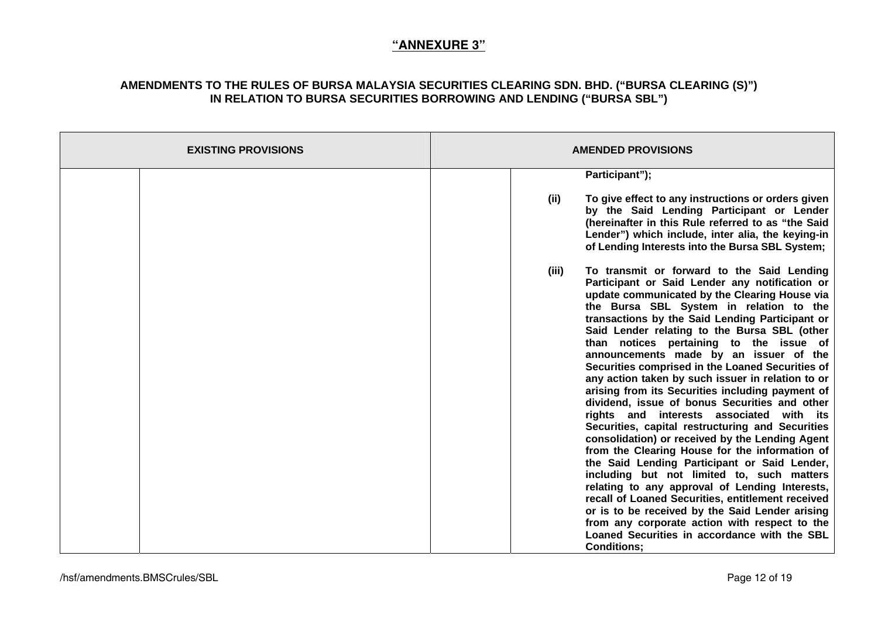**"ANNEXURE 3"**

**AMENDMENTS TO THE RULES OF BURSA MALAYSIA SECURITIES CLEARING SDN. BHD. ("BURSA CLEARING (S)") IN RELATION TO BURSA SECURITIES BORROWING AND LENDING ("BURSA SBL")**

| EXISTING PROVISIONS | | AMENDED PROVISIONS | |
|---|---|---|---|
| | | | **Participant");**<br><br>**(ii) To give effect to any instructions or orders given by the Said Lending Participant or Lender (hereinafter in this Rule referred to as "the Said Lender") which include, inter alia, the keying-in of Lending Interests into the Bursa SBL System;**<br><br>**(iii) To transmit or forward to the Said Lending Participant or Said Lender any notification or update communicated by the Clearing House via the Bursa SBL System in relation to the transactions by the Said Lending Participant or Said Lender relating to the Bursa SBL (other than notices pertaining to the issue of announcements made by an issuer of the Securities comprised in the Loaned Securities of any action taken by such issuer in relation to or arising from its Securities including payment of dividend, issue of bonus Securities and other rights and interests associated with its Securities, capital restructuring and Securities consolidation) or received by the Lending Agent from the Clearing House for the information of the Said Lending Participant or Said Lender, including but not limited to, such matters relating to any approval of Lending Interests, recall of Loaned Securities, entitlement received or is to be received by the Said Lender arising from any corporate action with respect to the Loaned Securities in accordance with the SBL Conditions;** |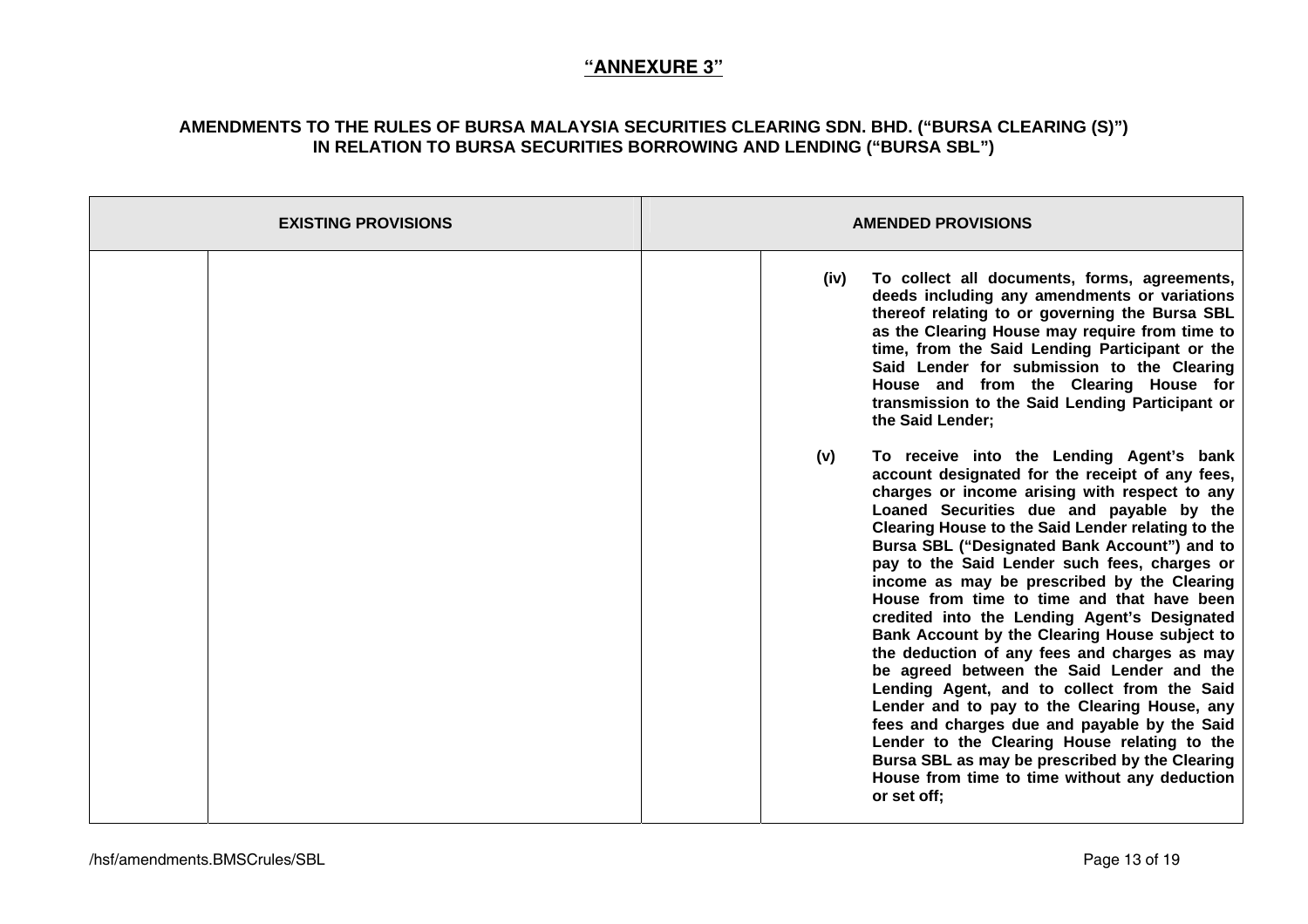**"ANNEXURE 3"**

**AMENDMENTS TO THE RULES OF BURSA MALAYSIA SECURITIES CLEARING SDN. BHD. ("BURSA CLEARING (S)") IN RELATION TO BURSA SECURITIES BORROWING AND LENDING ("BURSA SBL")**

| EXISTING PROVISIONS | | AMENDED PROVISIONS | |
|---|---|---|---|
| | | | **(iv) To collect all documents, forms, agreements, deeds including any amendments or variations thereof relating to or governing the Bursa SBL as the Clearing House may require from time to time, from the Said Lending Participant or the Said Lender for submission to the Clearing House and from the Clearing House for transmission to the Said Lending Participant or the Said Lender;**<br><br>**(v) To receive into the Lending Agent's bank account designated for the receipt of any fees, charges or income arising with respect to any Loaned Securities due and payable by the Clearing House to the Said Lender relating to the Bursa SBL ("Designated Bank Account") and to pay to the Said Lender such fees, charges or income as may be prescribed by the Clearing House from time to time and that have been credited into the Lending Agent's Designated Bank Account by the Clearing House subject to the deduction of any fees and charges as may be agreed between the Said Lender and the Lending Agent, and to collect from the Said Lender and to pay to the Clearing House, any fees and charges due and payable by the Said Lender to the Clearing House relating to the Bursa SBL as may be prescribed by the Clearing House from time to time without any deduction or set off;** |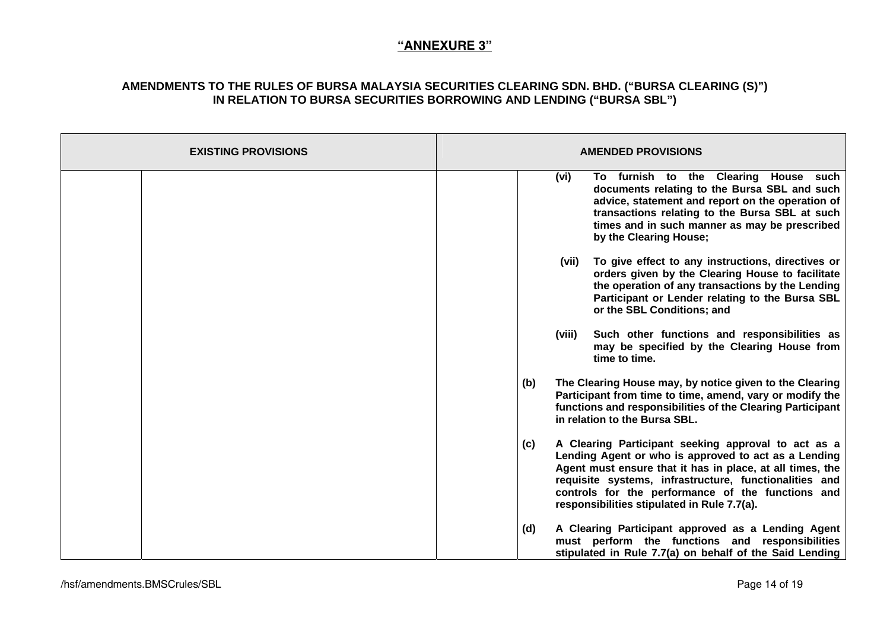**"ANNEXURE 3"**

**AMENDMENTS TO THE RULES OF BURSA MALAYSIA SECURITIES CLEARING SDN. BHD. ("BURSA CLEARING (S)") IN RELATION TO BURSA SECURITIES BORROWING AND LENDING ("BURSA SBL")**

| EXISTING PROVISIONS | | AMENDED PROVISIONS | |
|---|---|---|---|
| | | | **(vi) To furnish to the Clearing House such documents relating to the Bursa SBL and such advice, statement and report on the operation of transactions relating to the Bursa SBL at such times and in such manner as may be prescribed by the Clearing House;**<br><br>**(vii) To give effect to any instructions, directives or orders given by the Clearing House to facilitate the operation of any transactions by the Lending Participant or Lender relating to the Bursa SBL or the SBL Conditions; and**<br><br>**(viii) Such other functions and responsibilities as may be specified by the Clearing House from time to time.**<br><br>**(b) The Clearing House may, by notice given to the Clearing Participant from time to time, amend, vary or modify the functions and responsibilities of the Clearing Participant in relation to the Bursa SBL.**<br><br>**(c) A Clearing Participant seeking approval to act as a Lending Agent or who is approved to act as a Lending Agent must ensure that it has in place, at all times, the requisite systems, infrastructure, functionalities and controls for the performance of the functions and responsibilities stipulated in Rule 7.7(a).**<br><br>**(d) A Clearing Participant approved as a Lending Agent must perform the functions and responsibilities stipulated in Rule 7.7(a) on behalf of the Said Lending** |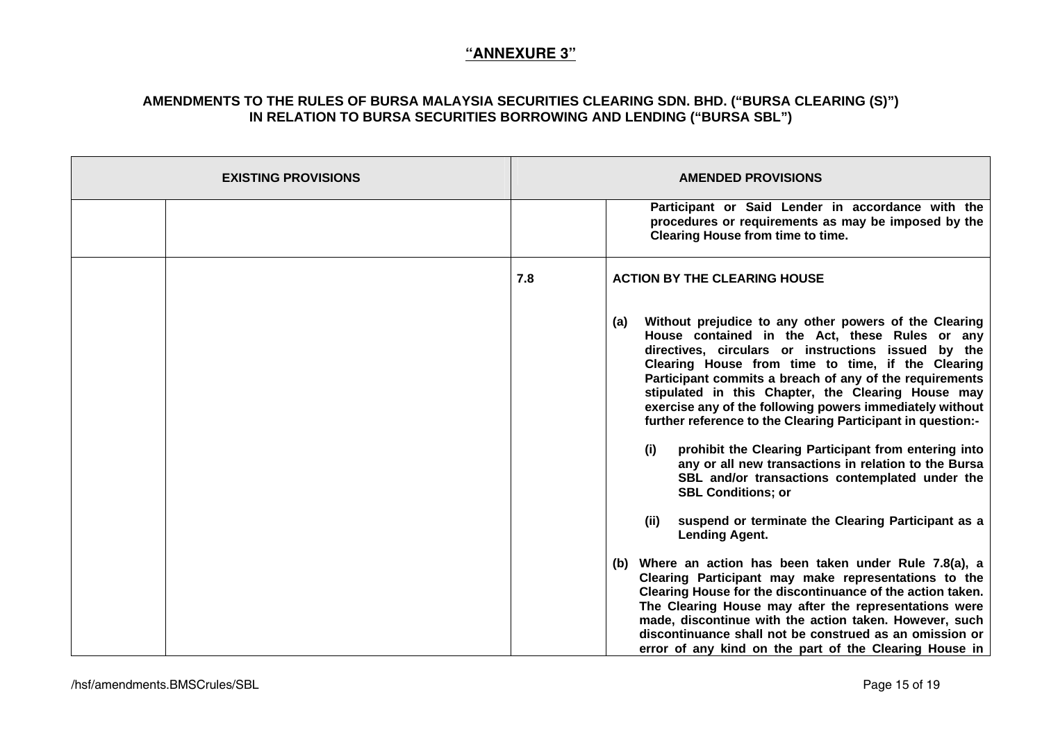**"ANNEXURE 3"**

**AMENDMENTS TO THE RULES OF BURSA MALAYSIA SECURITIES CLEARING SDN. BHD. ("BURSA CLEARING (S)") IN RELATION TO BURSA SECURITIES BORROWING AND LENDING ("BURSA SBL")**

| EXISTING PROVISIONS | | AMENDED PROVISIONS | |
|---|---|---|---|
| | | | **Participant or Said Lender in accordance with the procedures or requirements as may be imposed by the Clearing House from time to time.** |
| | | **7.8** | **ACTION BY THE CLEARING HOUSE**<br><br>**(a) Without prejudice to any other powers of the Clearing House contained in the Act, these Rules or any directives, circulars or instructions issued by the Clearing House from time to time, if the Clearing Participant commits a breach of any of the requirements stipulated in this Chapter, the Clearing House may exercise any of the following powers immediately without further reference to the Clearing Participant in question:-**<br><br>**(i) prohibit the Clearing Participant from entering into any or all new transactions in relation to the Bursa SBL and/or transactions contemplated under the SBL Conditions; or**<br><br>**(ii) suspend or terminate the Clearing Participant as a Lending Agent.**<br><br>**(b) Where an action has been taken under Rule 7.8(a), a Clearing Participant may make representations to the Clearing House for the discontinuance of the action taken. The Clearing House may after the representations were made, discontinue with the action taken. However, such discontinuance shall not be construed as an omission or error of any kind on the part of the Clearing House in** |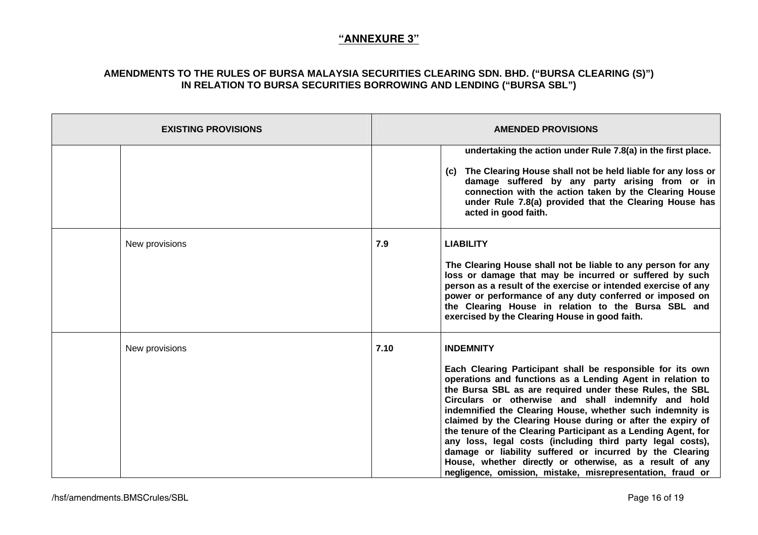**"ANNEXURE 3"**

**AMENDMENTS TO THE RULES OF BURSA MALAYSIA SECURITIES CLEARING SDN. BHD. ("BURSA CLEARING (S)") IN RELATION TO BURSA SECURITIES BORROWING AND LENDING ("BURSA SBL")**

| EXISTING PROVISIONS | | AMENDED PROVISIONS | |
|---|---|---|---|
| | | | **undertaking the action under Rule 7.8(a) in the first place.**<br><br>**(c) The Clearing House shall not be held liable for any loss or damage suffered by any party arising from or in connection with the action taken by the Clearing House under Rule 7.8(a) provided that the Clearing House has acted in good faith.** |
| | New provisions | **7.9** | **LIABILITY**<br><br>**The Clearing House shall not be liable to any person for any loss or damage that may be incurred or suffered by such person as a result of the exercise or intended exercise of any power or performance of any duty conferred or imposed on the Clearing House in relation to the Bursa SBL and exercised by the Clearing House in good faith.** |
| | New provisions | **7.10** | **INDEMNITY**<br><br>**Each Clearing Participant shall be responsible for its own operations and functions as a Lending Agent in relation to the Bursa SBL as are required under these Rules, the SBL Circulars or otherwise and shall indemnify and hold indemnified the Clearing House, whether such indemnity is claimed by the Clearing House during or after the expiry of the tenure of the Clearing Participant as a Lending Agent, for any loss, legal costs (including third party legal costs), damage or liability suffered or incurred by the Clearing House, whether directly or otherwise, as a result of any negligence, omission, mistake, misrepresentation, fraud or** |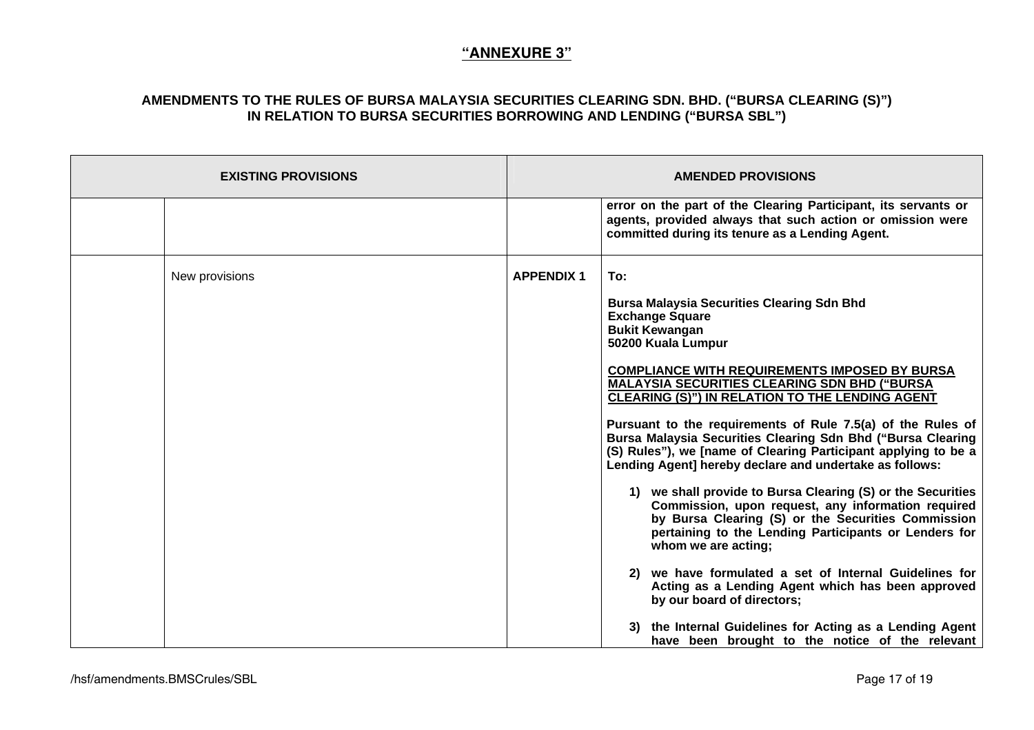**"ANNEXURE 3"**

**AMENDMENTS TO THE RULES OF BURSA MALAYSIA SECURITIES CLEARING SDN. BHD. ("BURSA CLEARING (S)") IN RELATION TO BURSA SECURITIES BORROWING AND LENDING ("BURSA SBL")**

| EXISTING PROVISIONS | | AMENDED PROVISIONS | |
|---|---|---|---|
| | | | **error on the part of the Clearing Participant, its servants or agents, provided always that such action or omission were committed during its tenure as a Lending Agent.** |
| | New provisions | **APPENDIX 1** | **To:**<br><br>**Bursa Malaysia Securities Clearing Sdn Bhd**<br>**Exchange Square**<br>**Bukit Kewangan**<br>**50200 Kuala Lumpur**<br><br>**<u>COMPLIANCE WITH REQUIREMENTS IMPOSED BY BURSA MALAYSIA SECURITIES CLEARING SDN BHD ("BURSA CLEARING (S)") IN RELATION TO THE LENDING AGENT</u>**<br><br>**Pursuant to the requirements of Rule 7.5(a) of the Rules of Bursa Malaysia Securities Clearing Sdn Bhd ("Bursa Clearing (S) Rules"), we [name of Clearing Participant applying to be a Lending Agent] hereby declare and undertake as follows:**<br><br>**1) we shall provide to Bursa Clearing (S) or the Securities Commission, upon request, any information required by Bursa Clearing (S) or the Securities Commission pertaining to the Lending Participants or Lenders for whom we are acting;**<br><br>**2) we have formulated a set of Internal Guidelines for Acting as a Lending Agent which has been approved by our board of directors;**<br><br>**3) the Internal Guidelines for Acting as a Lending Agent have been brought to the notice of the relevant** |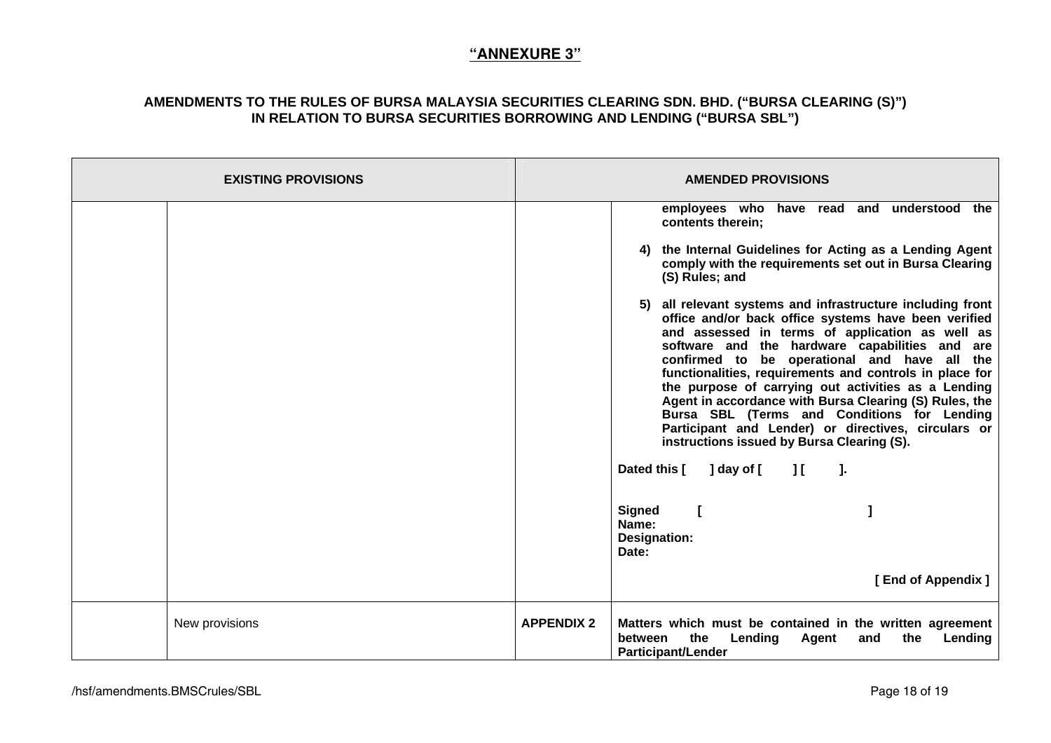**"ANNEXURE 3"**

**AMENDMENTS TO THE RULES OF BURSA MALAYSIA SECURITIES CLEARING SDN. BHD. ("BURSA CLEARING (S)") IN RELATION TO BURSA SECURITIES BORROWING AND LENDING ("BURSA SBL")**

| EXISTING PROVISIONS | | AMENDED PROVISIONS | |
|---|---|---|---|
| | | | **employees who have read and understood the contents therein;**<br><br>**4) the Internal Guidelines for Acting as a Lending Agent comply with the requirements set out in Bursa Clearing (S) Rules; and**<br><br>**5) all relevant systems and infrastructure including front office and/or back office systems have been verified and assessed in terms of application as well as software and the hardware capabilities and are confirmed to be operational and have all the functionalities, requirements and controls in place for the purpose of carrying out activities as a Lending Agent in accordance with Bursa Clearing (S) Rules, the Bursa SBL (Terms and Conditions for Lending Participant and Lender) or directives, circulars or instructions issued by Bursa Clearing (S).**<br><br>**Dated this [ ] day of [ ] [ ].**<br><br>**Signed [ ]**<br>**Name:**<br>**Designation:**<br>**Date:**<br><br>**[ End of Appendix ]** |
| | New provisions | **APPENDIX 2** | **Matters which must be contained in the written agreement between the Lending Agent and the Lending Participant/Lender** |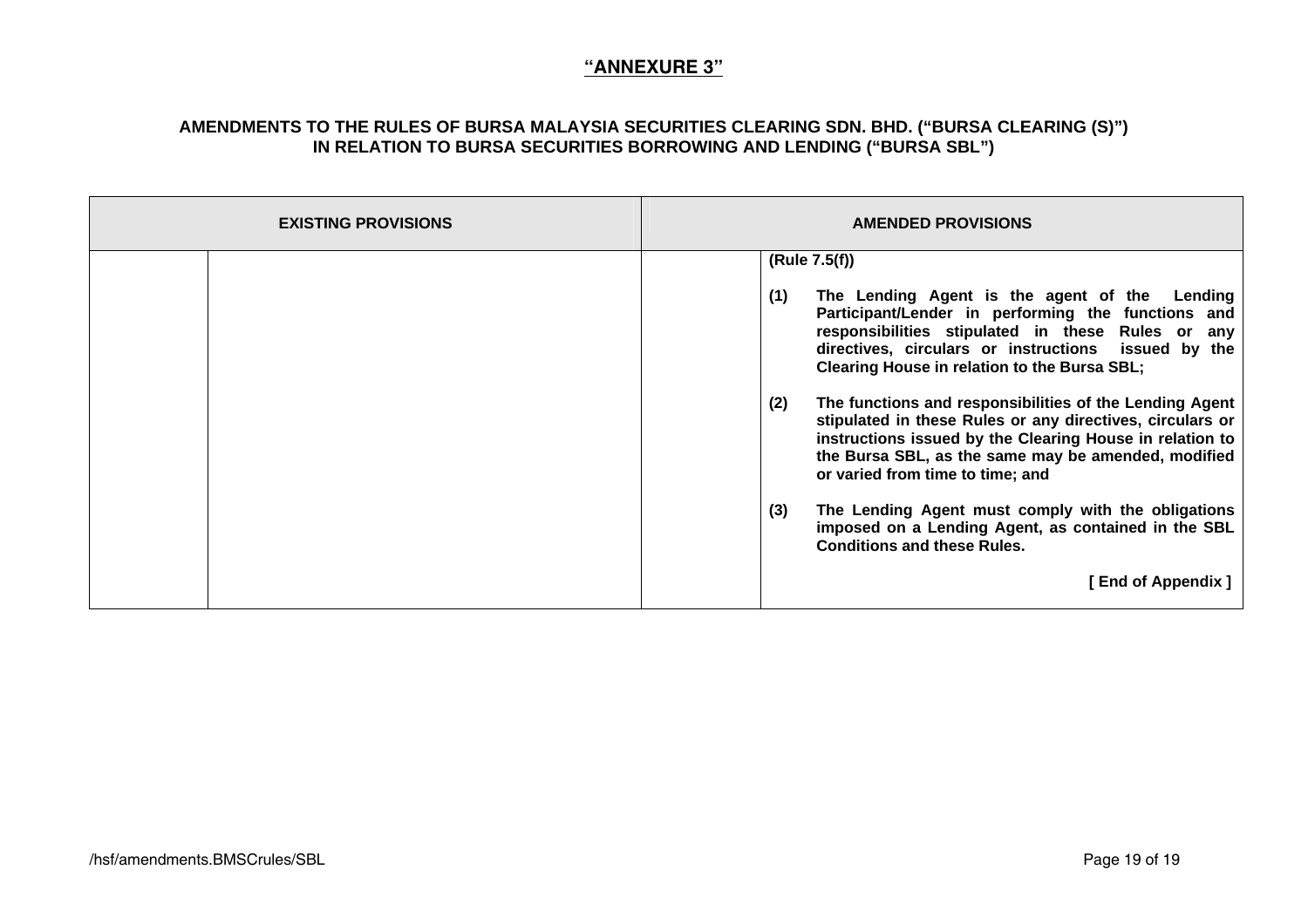## "ANNEXURE 3"

### AMENDMENTS TO THE RULES OF BURSA MALAYSIA SECURITIES CLEARING SDN. BHD. ("BURSA CLEARING (S)") IN RELATION TO BURSA SECURITIES BORROWING AND LENDING ("BURSA SBL")

| EXISTING PROVISIONS | | AMENDED PROVISIONS | |
|---|---|---|---|
| | | | **(Rule 7.5(f))**<br><br>**(1) The Lending Agent is the agent of the Lending Participant/Lender in performing the functions and responsibilities stipulated in these Rules or any directives, circulars or instructions issued by the Clearing House in relation to the Bursa SBL;**<br><br>**(2) The functions and responsibilities of the Lending Agent stipulated in these Rules or any directives, circulars or instructions issued by the Clearing House in relation to the Bursa SBL, as the same may be amended, modified or varied from time to time; and**<br><br>**(3) The Lending Agent must comply with the obligations imposed on a Lending Agent, as contained in the SBL Conditions and these Rules.**<br><br>**[ End of Appendix ]** |

/hsf/amendments.BMSCrules/SBL